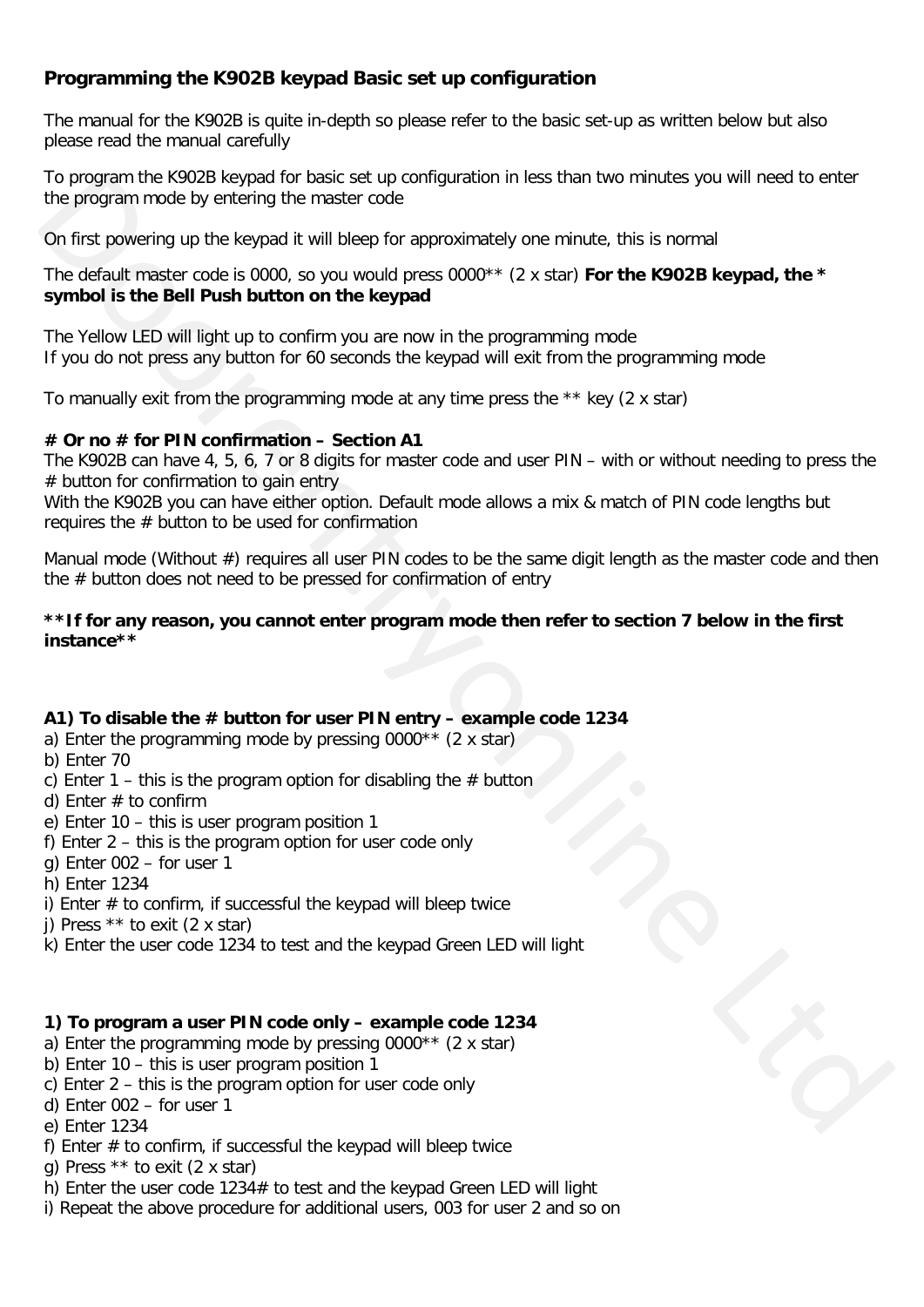## Programming the K902B keypad Basic set up configuration

The manual for the K902B is quite in-depth so please refer to the basic set-up as written below but also please read the manual carefully

To program the K902B keypad for basic set up configuration in less than two minutes you will need to enter the program mode by entering the master code

On first powering up the keypad it will bleep for approximately one minute, this is normal

The default master code is 0000, so you would press 0000** (2 x star) **For the K902B keypad, the * symbol is the Bell Push button on the keypad**

The Yellow LED will light up to confirm you are now in the programming mode
If you do not press any button for 60 seconds the keypad will exit from the programming mode

To manually exit from the programming mode at any time press the ** key (2 x star)

**# Or no # for PIN confirmation – Section A1**
The K902B can have 4, 5, 6, 7 or 8 digits for master code and user PIN – with or without needing to press the # button for confirmation to gain entry
With the K902B you can have either option. Default mode allows a mix & match of PIN code lengths but requires the # button to be used for confirmation

Manual mode (Without #) requires all user PIN codes to be the same digit length as the master code and then the # button does not need to be pressed for confirmation of entry

****If for any reason, you cannot enter program mode then refer to section 7 below in the first instance****

**A1) To disable the # button for user PIN entry – example code 1234**
a) Enter the programming mode by pressing 0000** (2 x star)
b) Enter 70
c) Enter 1 – this is the program option for disabling the # button
d) Enter # to confirm
e) Enter 10 – this is user program position 1
f) Enter 2 – this is the program option for user code only
g) Enter 002 – for user 1
h) Enter 1234
i) Enter # to confirm, if successful the keypad will bleep twice
j) Press ** to exit (2 x star)
k) Enter the user code 1234 to test and the keypad Green LED will light

**1) To program a user PIN code only – example code 1234**
a) Enter the programming mode by pressing 0000** (2 x star)
b) Enter 10 – this is user program position 1
c) Enter 2 – this is the program option for user code only
d) Enter 002 – for user 1
e) Enter 1234
f) Enter # to confirm, if successful the keypad will bleep twice
g) Press ** to exit (2 x star)
h) Enter the user code 1234# to test and the keypad Green LED will light
i) Repeat the above procedure for additional users, 003 for user 2 and so on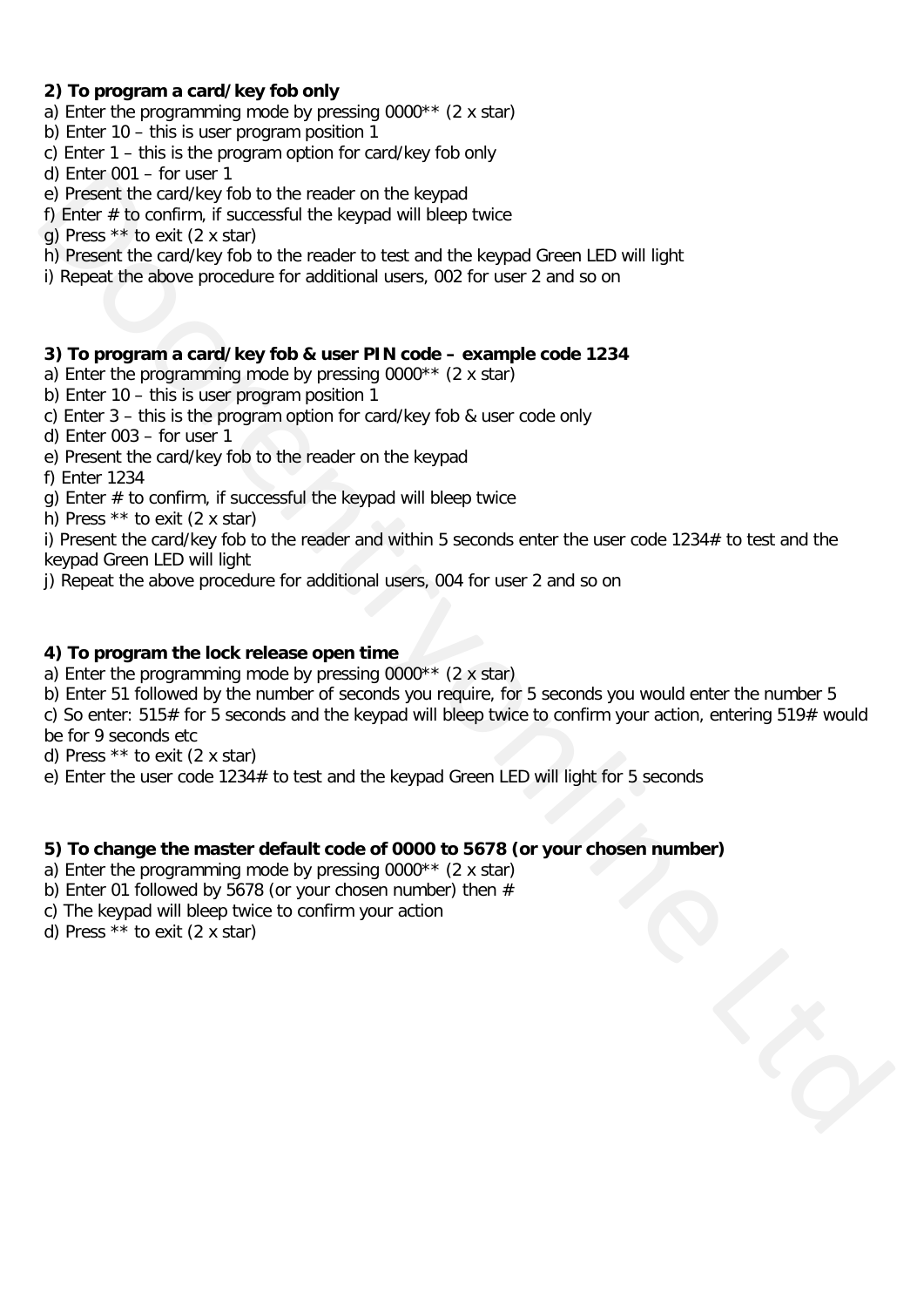**2) To program a card/key fob only**

a) Enter the programming mode by pressing 0000** (2 x star)
b) Enter 10 – this is user program position 1
c) Enter 1 – this is the program option for card/key fob only
d) Enter 001 – for user 1
e) Present the card/key fob to the reader on the keypad
f) Enter # to confirm, if successful the keypad will bleep twice
g) Press ** to exit (2 x star)
h) Present the card/key fob to the reader to test and the keypad Green LED will light
i) Repeat the above procedure for additional users, 002 for user 2 and so on

**3) To program a card/key fob & user PIN code – example code 1234**

a) Enter the programming mode by pressing 0000** (2 x star)
b) Enter 10 – this is user program position 1
c) Enter 3 – this is the program option for card/key fob & user code only
d) Enter 003 – for user 1
e) Present the card/key fob to the reader on the keypad
f) Enter 1234
g) Enter # to confirm, if successful the keypad will bleep twice
h) Press ** to exit (2 x star)
i) Present the card/key fob to the reader and within 5 seconds enter the user code 1234# to test and the keypad Green LED will light
j) Repeat the above procedure for additional users, 004 for user 2 and so on

**4) To program the lock release open time**

a) Enter the programming mode by pressing 0000** (2 x star)
b) Enter 51 followed by the number of seconds you require, for 5 seconds you would enter the number 5
c) So enter: 515# for 5 seconds and the keypad will bleep twice to confirm your action, entering 519# would be for 9 seconds etc
d) Press ** to exit (2 x star)
e) Enter the user code 1234# to test and the keypad Green LED will light for 5 seconds

**5) To change the master default code of 0000 to 5678 (or your chosen number)**

a) Enter the programming mode by pressing 0000** (2 x star)
b) Enter 01 followed by 5678 (or your chosen number) then #
c) The keypad will bleep twice to confirm your action
d) Press ** to exit (2 x star)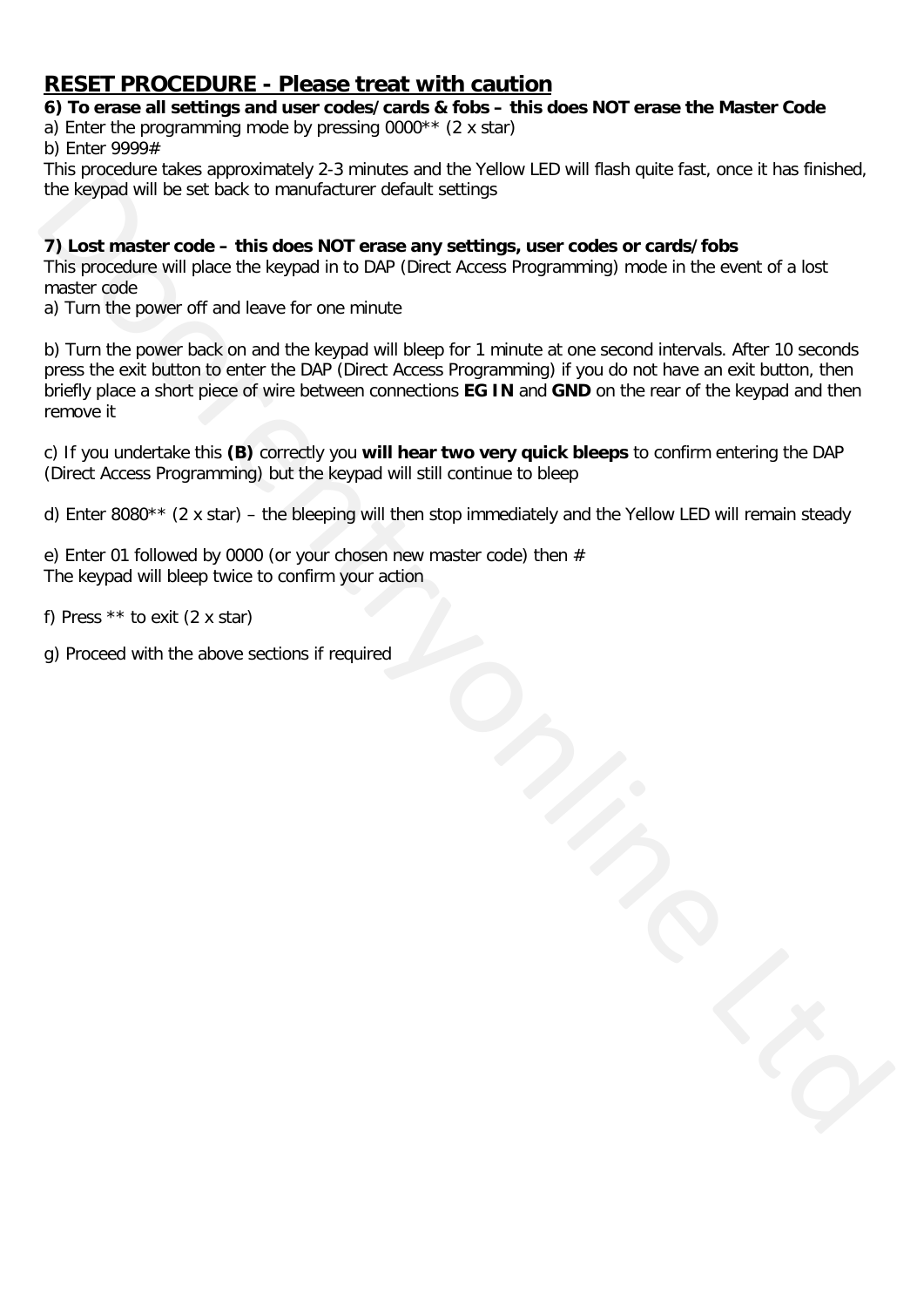## RESET PROCEDURE - Please treat with caution

**6) To erase all settings and user codes/cards & fobs – this does NOT erase the Master Code**

a) Enter the programming mode by pressing 0000** (2 x star)

b) Enter 9999#

This procedure takes approximately 2-3 minutes and the Yellow LED will flash quite fast, once it has finished, the keypad will be set back to manufacturer default settings

**7) Lost master code – this does NOT erase any settings, user codes or cards/fobs**

This procedure will place the keypad in to DAP (Direct Access Programming) mode in the event of a lost master code

a) Turn the power off and leave for one minute

b) Turn the power back on and the keypad will bleep for 1 minute at one second intervals. After 10 seconds press the exit button to enter the DAP (Direct Access Programming) if you do not have an exit button, then briefly place a short piece of wire between connections **EG IN** and **GND** on the rear of the keypad and then remove it

c) If you undertake this **(B)** correctly you **will hear two very quick bleeps** to confirm entering the DAP (Direct Access Programming) but the keypad will still continue to bleep

d) Enter 8080** (2 x star) – the bleeping will then stop immediately and the Yellow LED will remain steady

e) Enter 01 followed by 0000 (or your chosen new master code) then #
The keypad will bleep twice to confirm your action

f) Press ** to exit (2 x star)

g) Proceed with the above sections if required